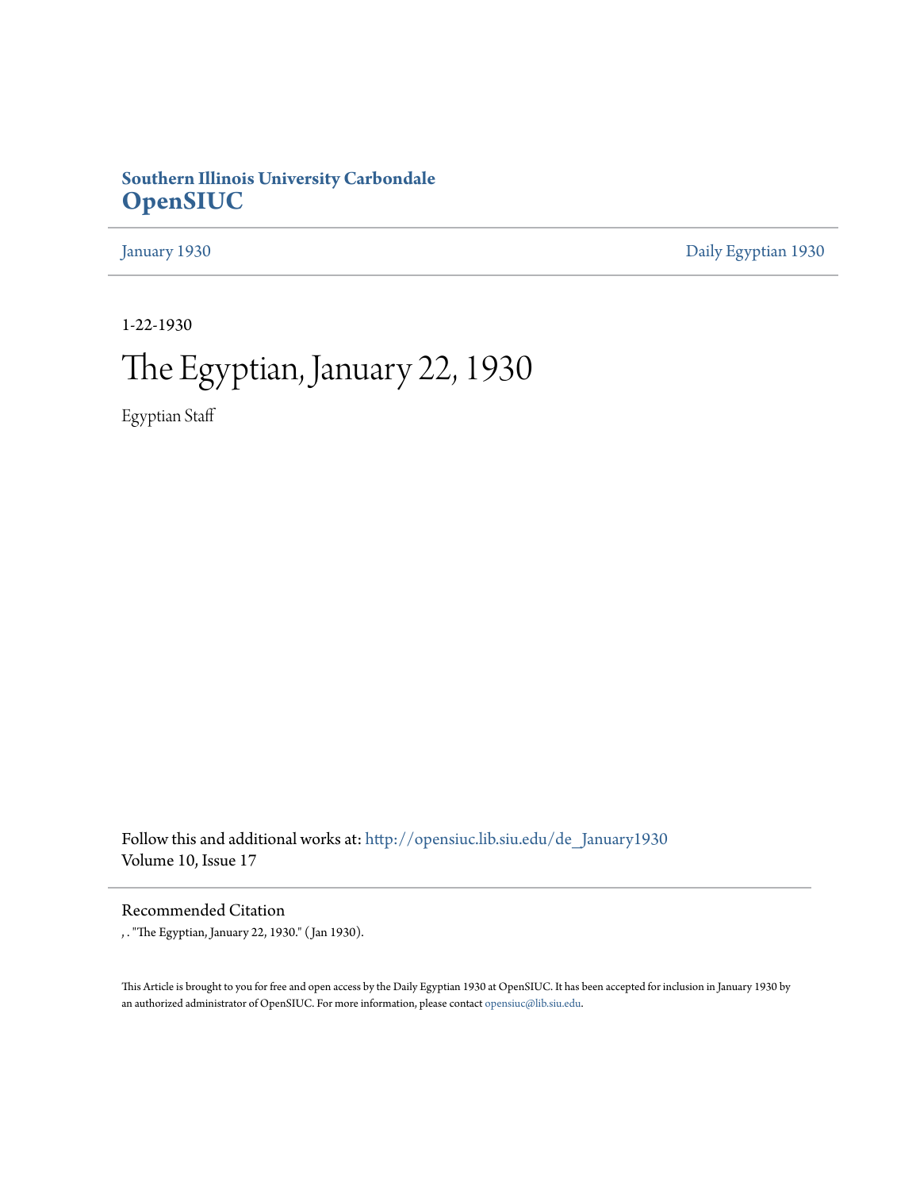**Southern Illinois University Carbondale**
**OpenSIUC**

January 1930 | Daily Egyptian 1930

1-22-1930

# The Egyptian, January 22, 1930

Egyptian Staff

Follow this and additional works at: http://opensiuc.lib.siu.edu/de_January1930
Volume 10, Issue 17

## Recommended Citation

, . "The Egyptian, January 22, 1930." (Jan 1930).

This Article is brought to you for free and open access by the Daily Egyptian 1930 at OpenSIUC. It has been accepted for inclusion in January 1930 by an authorized administrator of OpenSIUC. For more information, please contact opensiuc@lib.siu.edu.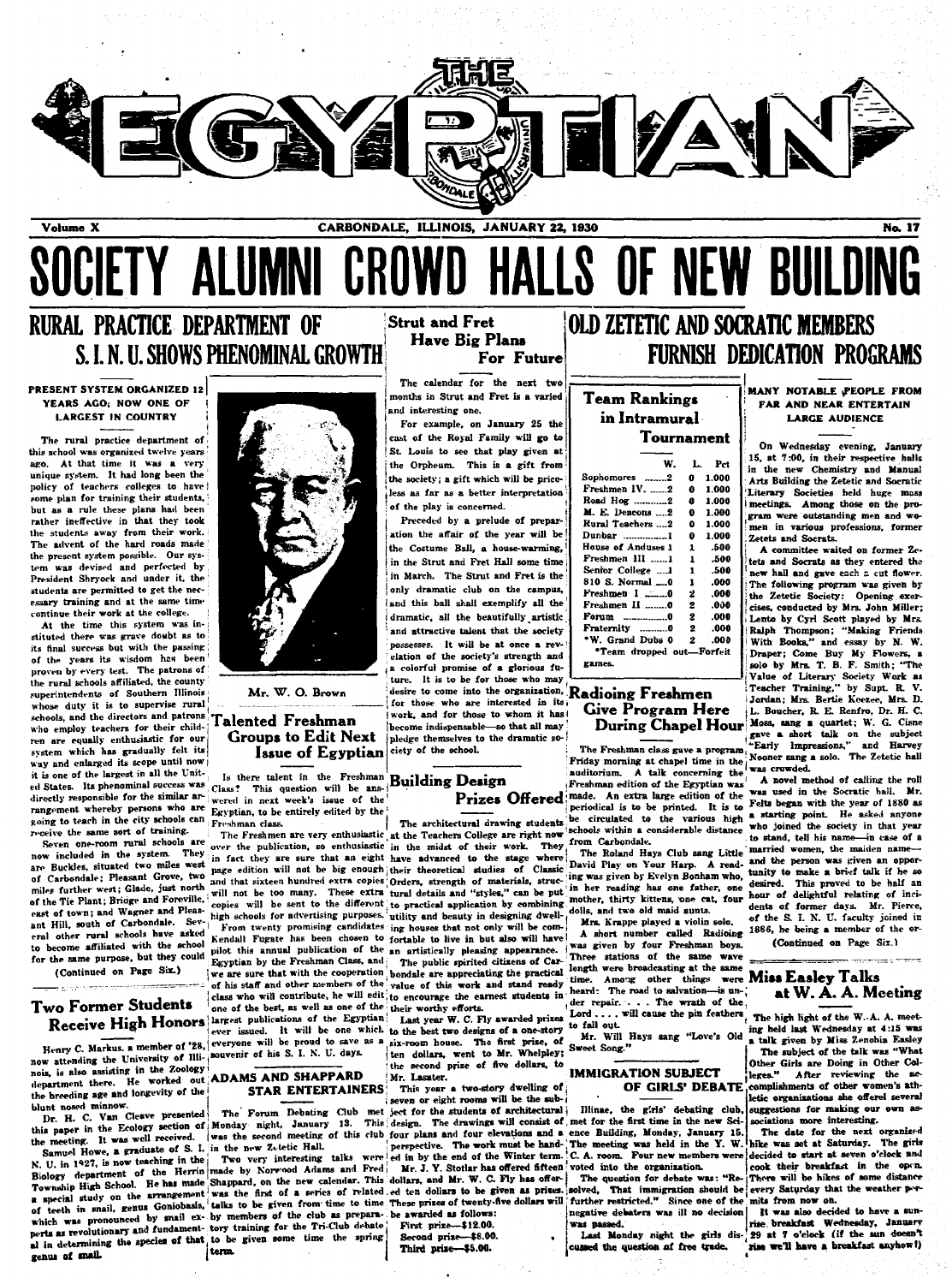# THE EGYPTIAN

Volume X — CARBONDALE, ILLINOIS, JANUARY 22, 1930 — No. 17

# SOCIETY ALUMNI CROWD HALLS OF NEW BUILDING

## RURAL PRACTICE DEPARTMENT OF S. I. N. U. SHOWS PHENOMINAL GROWTH

### PRESENT SYSTEM ORGANIZED 12 YEARS AGO; NOW ONE OF LARGEST IN COUNTRY

The rural practice department of this school was organized twelve years ago. At that time it was a very unique system. It had long been the policy of teachers colleges to have some plan for training their students, but as a rule these plans had been rather ineffective in that they took the students away from their work. The advent of the hard roads made the present system possible. Our system was devised and perfected by President Shryock and under it, the students are permitted to get the necessary training and at the same time continue their work at the college.

At the time this system was instituted there was grave doubt as to its final success but with the passing of the years its wisdom has been proven by every test. The patrons of the rural schools affiliated, the county superintendents of Southern Illinois whose duty it is to supervise rural schools, and the directors and patrons who employ teachers for their children are equally enthusiastic for our system which has gradually felt its way and enlarged its scope until now it is one of the largest in all the United States. Its phenominal success was directly responsible for the similar arrangement whereby persons who are going to teach in the city schools can receive the same sort of training.

Seven one-room rural schools are now included in the system. They are Buckles, situated two miles west of Carbondale; Pleasant Grove, two miles further west; Glade, just north of the Tie Plant; Bridge and Foreville, east of town; and Wagner and Pleasant Hill, south of Carbondale. Several other rural schools have asked to become affiliated with the school for the same purpose, but they could

(Continued on Page Six.)

Mr. W. O. Brown

## Two Former Students Receive High Honors

Henry C. Markus, a member of '28, now attending the University of Illinois, is also assisting in the Zoology department there. He worked out the breeding age and longevity of the blunt nosed minnow.

Dr. H. C. Van Cleave presented this paper in the Ecology section of the meeting. It was well received.

Samuel Howe, a graduate of S. I. N. U. in 1927, is now teaching in the Biology department of the Herrin Township High School. He has made a special study on the arrangement of teeth in snail, genus Goniobasis, which was pronounced by snail experts as revolutionary and fundamental in determining the species of that genus of snail.

## Talented Freshman Groups to Edit Next Issue of Egyptian

Is there talent in the Freshman Class? This question will be answered in next week's issue of the Egyptian, to be entirely edited by the Freshman class.

The Freshmen are very enthusiastic over the publication, so enthusiastic in fact they are sure that an eight page edition will not be big enough and that sixteen hundred extra copies will not be too many. These extra copies will be sent to the different high schools for advertising purposes.

From twenty promising candidates Kendall Fugate has been chosen to pilot this annual publication of the Egyptian by the Freshman Class, and we are sure that with the cooperation of his staff and other members of the class who will contribute, he will edit one of the best, as well as one of the largest publications of the Egyptian ever issued. It will be one which everyone will be proud to save as a souvenir of his S. I. N. U. days.

## ADAMS AND SHAPPARD STAR ENTERTAINERS

The Forum Debating Club met Monday night, January 13. This was the second meeting of this club in the new Zetetic Hall.

Two very interesting talks were made by Norwood Adams and Fred Shappard, on the new calendar. This was the first of a series of related talks to be given from time to time by members of the club as preparatory training for the Tri-Club debate to be given some time the spring term.

## Strut and Fret Have Big Plans For Future

The calendar for the next two months in Strut and Fret is a varied and interesting one.

For example, on January 25 the cast of the Royal Family will go to St. Louis to see that play given at the Orpheum. This is a gift from the society; a gift which will be priceless as far as a better interpretation of the play is concerned.

Preceded by a prelude of preparation the affair of the year will be the Costume Ball, a house-warming, in the Strut and Fret Hall some time in March. The Strut and Fret is the only dramatic club on the campus, and this ball shall exemplify all the dramatic, all the beautifully artistic and attractive talent that the society possesses. It will be at once a revelation of the society's strength and a colorful promise of a glorious future. It is to be for those who may desire to come into the organization, for those who are interested in its work, and for those to whom it has become indispensable—so that all may pledge themselves to the dramatic society of the school.

## Building Design Prizes Offered

The architectural drawing students at the Teachers College are right now in the midst of their work. They have advanced to the stage where their theoretical studies of Classic Orders, strength of materials, structural details and "styles," can be put to practical application by combining utility and beauty in designing dwelling houses that not only will be comfortable to live in but also will have an artistically pleasing appearance.

The public spirited citizens of Carbondale are appreciating the practical value of this work and stand ready to encourage the earnest students in their worthy efforts.

Last year W. C. Fly awarded prizes to the best two designs of a one-story six-room house. The first prize, of ten dollars, went to Mr. Whelpley; the second prize of five dollars, to Mr. Laster.

This year a two-story dwelling of seven or eight rooms will be the subject for the students of architectural design. The drawings will consist of four plans and four elevations and a perspective. The work must be handed in by the end of the Winter term.

Mr. J. Y. Stotlar has offered fifteen dollars, and Mr. W. C. Fly has offered ten dollars to be given as prizes. These prizes of twenty-five dollars will be awarded as follows:

First prize—$12.00.
Second prize—$8.00.
Third prize—$5.00.

## OLD ZETETIC AND SOCRATIC MEMBERS FURNISH DEDICATION PROGRAMS

### Team Rankings in Intramural Tournament

| | W. | L. | Pct |
|---|---|---|---|
| Sophomores | 2 | 0 | 1.000 |
| Freshmen IV. | 2 | 0 | 1.000 |
| Road Hog | 2 | 0 | 1.000 |
| M. E. Deacons | 2 | 0 | 1.000 |
| Rural Teachers | 2 | 0 | 1.000 |
| Dunbar | 1 | 0 | 1.000 |
| House of Anduses | 1 | 1 | .500 |
| Freshmen III | 1 | 1 | .500 |
| Senior College | 1 | 1 | .500 |
| 810 S. Normal | 0 | 1 | .000 |
| Freshmen I | 0 | 2 | .000 |
| Freshmen II | 0 | 2 | .000 |
| Forum | 0 | 2 | .000 |
| Fraternity | 0 | 2 | .000 |
| *W. Grand Dubs | 0 | 2 | .000 |

*Team dropped out—Forfeit games.

## Radioing Freshmen Give Program Here During Chapel Hour

The Freshman class gave a program Friday morning at chapel time in the auditorium. A talk concerning the Freshman edition of the Egyptian was made. An extra large edition of the periodical is to be printed. It is to be circulated to the various high schools within a considerable distance from Carbondale.

The Roland Hays Club sang Little David Play on Your Harp. A reading was given by Evelyn Bonham who, in her reading has one father, one mother, thirty kittens, one cat, four dolls, and two old maid aunts.

Mrs. Krappe played a violin solo.

A short number called Radioing was given by four Freshman boys. Three stations of the same wave length were broadcasting at the same time. Among other things were heard: The road to salvation—is under repair. . . . The wrath of the Lord . . . . will cause the pin feathers to fall out.

Mr. Will Hays sang "Love's Old Sweet Song."

## IMMIGRATION SUBJECT OF GIRLS' DEBATE

Illinae, the girls' debating club, met for the first time in the new Science Building, Monday, January 15. The meeting was held in the Y. W. C. A. room. Four new members were voted into the organization.

The question for debate was: "Resolved, That immigration should be further restricted." Since one of the negative debaters was ill no decision was passed.

Last Monday night the girls discussed the question of free trade.

### MANY NOTABLE PEOPLE FROM FAR AND NEAR ENTERTAIN LARGE AUDIENCE

On Wednesday evening, January 15, at 7:00, in their respective halls in the new Chemistry and Manual Arts Building the Zetetic and Socratic Literary Societies held huge mass meetings. Among those on the program were outstanding men and women in various professions, former Zetets and Socrats.

A committee waited on former Zetets and Socrats as they entered the new hall and gave each a cut flower. The following program was given by the Zetetic Society: Opening exercises, conducted by Mrs. John Miller; Lento by Cyril Scott played by Mrs. Ralph Thompson; "Making Friends With Books," and essay by N. W. Draper; Come Buy My Flowers, a solo by Mrs. T. B. F. Smith; "The Value of Literary Society Work as Teacher Training," by Supt. R. V. Jordan; Mrs. Bertie Keezee, Mrs. D. L. Boucher, R. E. Renfro, Dr. H. C. Moss, sang a quartet; W. G. Cisne gave a short talk on the subject "Early Impressions," and Harvey Nooner sang a solo. The Zetetic hall was crowded.

A novel method of calling the roll was used in the Socratic hall. Mr. Felts began with the year of 1880 as a starting point. He asked anyone who joined the society in that year to stand, tell his name—in case of a married women, the maiden name—and the person was given an opportunity to make a brief talk if he so desired. This proved to be half an hour of delightful relating of incidents of former days. Mr. Pierce, of the S. I. N. U. faculty joined in 1886, he being a member of the organization.

(Continued on Page Six.)

## Miss Easley Talks at W. A. A. Meeting

The high light of the W. A. A. meeting held last Wednesday at 4:15 was a talk given by Miss Zenobia Easley. The subject of the talk was "What Other Girls are Doing in Other Colleges." After reviewing the accomplishments of other women's athletic organizations she offered several suggestions for making our own associations more interesting.

The date for the next organized hike was set at Saturday. The girls decided to start at seven o'clock and cook their breakfast in the open. There will be hikes of some distance every Saturday that the weather permits from now on.

It was also decided to have a sunrise breakfast Wednesday, January 29 at 7 o'clock (if the sun doesn't rise we'll have a breakfast anyhow!)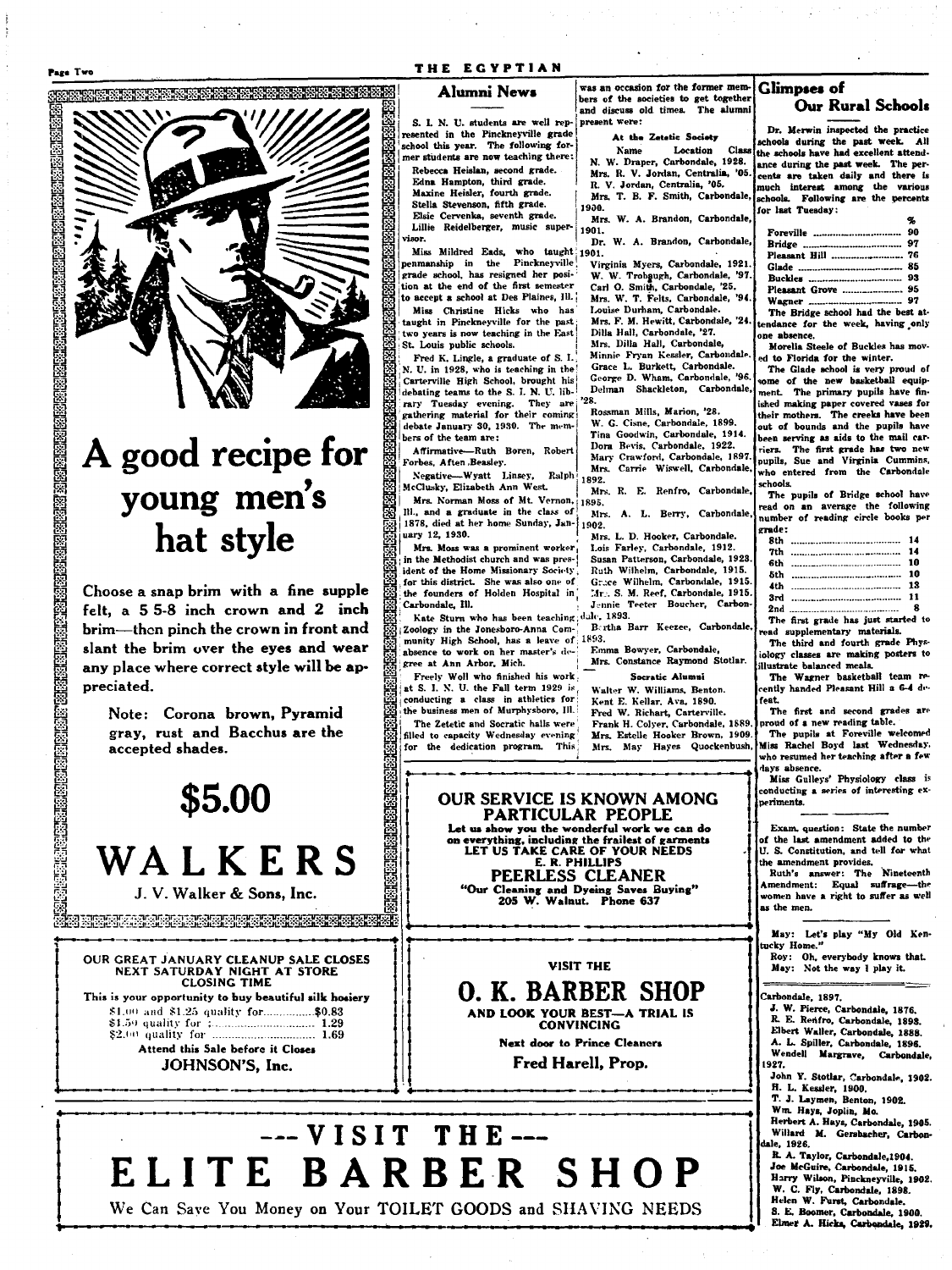# A good recipe for young men's hat style

Choose a snap brim with a fine supple felt, a 5 5-8 inch crown and 2 inch brim—then pinch the crown in front and slant the brim over the eyes and wear any place where correct style will be appreciated.

Note: Corona brown, Pyramid gray, rust and Bacchus are the accepted shades.

**$5.00**

# WALKERS

J. V. Walker & Sons, Inc.

---

OUR GREAT JANUARY CLEANUP SALE CLOSES NEXT SATURDAY NIGHT AT STORE CLOSING TIME

This is your opportunity to buy beautiful silk hosiery

$1.00 and $1.25 quality for .............. $0.83
$1.50 quality for .............. 1.29
$2.00 quality for .............. 1.69

Attend this Sale before it Closes

**JOHNSON'S, Inc.**

---

## Alumni News

S. I. N. U. students are well represented in the Pinckneyville grade school this year. The following former students are now teaching there:

Rebecca Heislan, second grade.
Edna Hampton, third grade.
Maxine Heisler, fourth grade.
Stella Stevenson, fifth grade.
Elsie Cervenka, seventh grade.
Lillie Reidelberger, music supervisor.

Miss Mildred Eads, who taught penmanship in the Pinckneyville grade school, has resigned her position at the end of the first semester to accept a school at Des Plaines, Ill.

Miss Christine Hicks who has taught in Pinckneyville for the past two years is now teaching in the East St. Louis public schools.

Fred K. Lingle, a graduate of S. I. N. U. in 1928, who is teaching in the Carterville High School, brought his debating teams to the S. I. N. U. library Tuesday evening. They are gathering material for their coming debate January 30, 1930. The members of the team are:

Affirmative—Ruth Boren, Robert Forbes, Aften Beasley.

Negative—Wyatt Linsey, Ralph McClusky, Elizabeth Ann West.

Mrs. Norman Moss of Mt. Vernon, Ill., and a graduate in the class of 1878, died at her home Sunday, January 12, 1930.

Mrs. Moss was a prominent worker in the Methodist church and was president of the Home Missionary Society for this district. She was also one of the founders of Holden Hospital in Carbondale, Ill.

Kate Sturm who has been teaching Zoology in the Jonesboro-Anna Community High School, has a leave of absence to work on her master's degree at Ann Arbor, Mich.

Freely Woll who finished his work at S. I. N. U. the Fall term 1929 is conducting a class in athletics for the business men of Murphysboro, Ill.

The Zetetic and Socratic halls were filled to capacity Wednesday evening for the dedication program. This was an occasion for the former members of the societies to get together and discuss old times. The alumni present were:

### At the Zetetic Society

Name Location Class

N. W. Draper, Carbondale, 1928.
Mrs. R. V. Jordan, Centralia, '05.
R. V. Jordan, Centralia, '05.
Mrs. T. B. F. Smith, Carbondale, 1900.
Mrs. W. A. Brandon, Carbondale, 1901.
Dr. W. A. Brandon, Carbondale, 1901.
Virginia Myers, Carbondale, 1921.
W. W. Trobaugh, Carbondale, '97.
Carl O. Smith, Carbondale, '25.
Mrs. W. T. Felts, Carbondale, '94.
Louise Durham, Carbondale.
Mrs. F. M. Hewitt, Carbondale, '24.
Dilla Hall, Carbondale, '27.
Mrs. Dilla Hall, Carbondale,
Minnie Fryan Kessler, Carbondale.
Grace L. Burkett, Carbondale.
George D. Wham, Carbondale, '96.
Delman Shackleton, Carbondale, '28.
Rossman Mills, Marion, '28.
W. G. Cisne, Carbondale, 1899.
Tina Goodwin, Carbondale, 1914.
Dora Bevis, Carbondale, 1922.
Mary Crawford, Carbondale, 1897.
Mrs. Carrie Wiswell, Carbondale, 1892.
Mrs. R. E. Renfro, Carbondale, 1895.
Mrs. A. L. Berry, Carbondale, 1902.
Mrs. L. D. Hooker, Carbondale.
Lois Farley, Carbondale, 1912.
Susan Patterson, Carbondale, 1923.
Ruth Wilhelm, Carbondale, 1915.
Grace Wilhelm, Carbondale, 1915.
Mrs. S. M. Reef, Carbondale, 1915.
Jennie Teeter Boucher, Carbondale, 1893.
Bertha Barr Keezee, Carbondale, 1893.
Emma Bowyer, Carbondale,
Mrs. Constance Raymond Stotlar.

### Socratic Alumni

Walter W. Williams, Benton.
Kent E. Kellar, Ava, 1890.
Fred W. Richart, Carterville.
Frank H. Colyer, Carbondale, 1889.
Mrs. Estelle Hooker Brown, 1909.
Mrs. May Hayes Quockenbush, Carbondale, 1897.
J. W. Pierce, Carbondale, 1876.
R. E. Renfro, Carbondale, 1893.
Elbert Waller, Carbondale, 1888.
A. L. Spiller, Carbondale, 1896.
Wendell Margrave, Carbondale, 1927.
John Y. Stotlar, Carbondale, 1902.
H. L. Kessler, 1900.
T. J. Laymen, Benton, 1902.
Wm. Hays, Joplin, Mo.
Herbert A. Hays, Carbondale, 1905.
Willard M. Gersbacher, Carbondale, 1926.
R. A. Taylor, Carbondale, 1904.
Joe McGuire, Carbondale, 1915.
Harry Wilson, Pinckneyville, 1902.
W. C. Fly, Carbondale, 1898.
Helen W. Furst, Carbondale.
S. E. Boomer, Carbondale, 1900.
Elmer A. Hicks, Carbondale, 1929.

---

OUR SERVICE IS KNOWN AMONG PARTICULAR PEOPLE

Let us show you the wonderful work we can do on everything, including the frailest of garments

LET US TAKE CARE OF YOUR NEEDS

E. R. PHILLIPS

**PEERLESS CLEANER**

"Our Cleaning and Dyeing Saves Buying"

205 W. Walnut. Phone 637

---

VISIT THE

# O. K. BARBER SHOP

AND LOOK YOUR BEST—A TRIAL IS CONVINCING

Next door to Prince Cleaners

**Fred Harell, Prop.**

---

## Glimpses of Our Rural Schools

Dr. Merwin inspected the practice schools during the past week. All the schools have had excellent attendance during the past week. The percents are taken daily and there is much interest among the various schools. Following are the percents for last Tuesday:

| School | % |
|---|---|
| Foreville | 90 |
| Bridge | 97 |
| Pleasant Hill | 76 |
| Glade | 85 |
| Buckles | 93 |
| Pleasant Grove | 95 |
| Wagner | 97 |

The Bridge school had the best attendance for the week, having only one absence.

Morella Steele of Buckles has moved to Florida for the winter.

The Glade school is very proud of some of the new basketball equipment. The primary pupils have finished making paper covered vases for their mothers. The creeks have been out of bounds and the pupils have been serving as aids to the mail carriers. The first grade has two new pupils, Sue and Virginia Cummins, who entered from the Carbondale schools.

The pupils of Bridge school have read on an average the following number of reading circle books per grade:

| Grade | Books |
|---|---|
| 8th | 14 |
| 7th | 14 |
| 6th | 10 |
| 5th | 10 |
| 4th | 13 |
| 3rd | 11 |
| 2nd | 8 |

The first grade has just started to read supplementary materials.

The third and fourth grade Physiology classes are making posters to illustrate balanced meals.

The Wagner basketball team recently handed Pleasant Hill a 6-4 defeat.

The first and second grades are proud of a new reading table.

The pupils at Foreville welcomed Miss Rachel Boyd last Wednesday, who resumed her teaching after a few days absence.

Miss Gulleys' Physiology class is conducting a series of interesting experiments.

---

Exam. question: State the number of the last amendment added to the U. S. Constitution, and tell for what the amendment provides.

Ruth's answer: The Nineteenth Amendment: Equal suffrage—the women have a right to suffer as well as the men.

---

May: Let's play "My Old Kentucky Home."

Roy: Oh, everybody knows that.

May: Not the way I play it.

---

# ---VISIT THE---
# ELITE BARBER SHOP

We Can Save You Money on Your TOILET GOODS and SHAVING NEEDS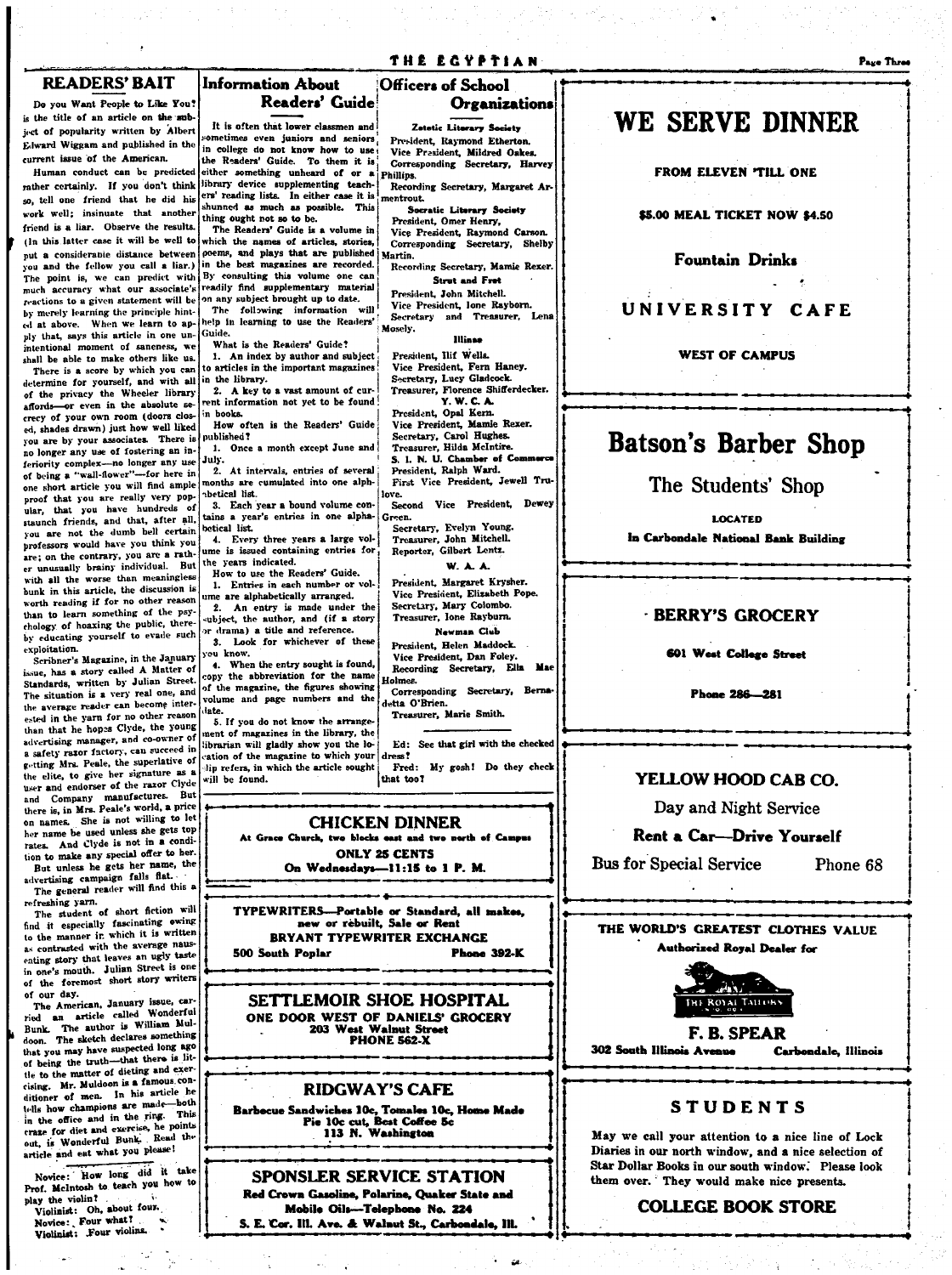## READERS' BAIT

Do you Want People to Like You? is the title of an article on the subject of popularity written by Albert Edward Wiggam and published in the current issue of the American.

Human conduct can be predicted rather certainly. If you don't think so, tell one friend that he did his work well; insinuate that another friend is a liar. Observe the results. (In this latter case it will be well to put a considerable distance between you and the fellow you call a liar.) The point is, we can predict with much accuracy what our associate's reactions to a given statement will be by merely learning the principle hinted at above. When we learn to apply that, says this article in one unintentional moment of saneness, we shall be able to make others like us.

There is a score by which you can determine for yourself, and with all of the privacy the Wheeler library affords—or even in the absolute secrecy of your own room (doors closed, shades drawn) just how well liked you are by your associates. There is no longer any use of fostering an inferiority complex—no longer any use of being a "wall-flower"—for here in one short article you will find ample proof that you are really very popular, that you have hundreds of staunch friends, and that, after all, you are not the dumb bell certain professors would have you think you are; on the contrary, you are a rather unusually brainy individual. But with all the worse than meaningless bunk in this article, the discussion is worth reading if for no other reason than to learn something of the psychology of hoaxing the public, thereby educating yourself to evade such exploitation.

Scribner's Magazine, in the January issue, has a story called A Matter of Standards, written by Julian Street. The situation is a very real one, and the average reader can become interested in the yarn for no other reason than that he hopes Clyde, the young advertising manager, and co-owner of a safety razor factory, can succeed in getting Mrs. Peale, the superlative of the elite, to give her signature as a user and endorser of the razor Clyde and Company manufactures. But there is, in Mrs. Peale's world, a price on names. She is not willing to let her name be used unless she gets top rates. And Clyde is not in a condition to make any special offer to her. But unless he gets her name, the advertising campaign falls flat.

The general reader will find this a refreshing yarn.

The student of short fiction will find it especially fascinating owing to the manner in which it is written as contrasted with the average nauseating story that leaves an ugly taste in one's mouth. Julian Street is one of the foremost short story writers of our day.

The American, January issue, carried an article called Wonderful Bunk. The author is William Muldoon. The sketch declares something that you may have suspected long ago of being the truth—that there is little to the matter of dieting and exercising. Mr. Muldoon is a famous conditioner of men. In his article he tells how champions are made—both in the office and in the ring. This craze for diet and exercise, he points out, is Wonderful Bunk. Read the article and eat what you please!

---

Novice: How long did it take Prof. McIntosh to teach you how to play the violin?

Violinist: Oh, about four.

Novice: Four what?

Violinist: Four violins.

## Information About Readers' Guide

It is often that lower classmen and sometimes even juniors and seniors in college do not know how to use the Readers' Guide. To them it is either something unheard of or a library device supplementing teachers' reading lists. In either case it is shunned as much as possible. This thing ought not so to be.

The Readers' Guide is a volume in which the names of articles, stories, poems, and plays that are published in the best magazines are recorded. By consulting this volume one can readily find supplementary material on any subject brought up to date.

The following information will help in learning to use the Readers' Guide.

What is the Readers' Guide?

1. An index by author and subject to articles in the important magazines in the library.
2. A key to a vast amount of current information not yet to be found in books.

How often is the Readers' Guide published?

1. Once a month except June and July.
2. At intervals, entries of several months are cumulated into one alphabetical list.
3. Each year a bound volume contains a year's entries in one alphabetical list.
4. Every three years a large volume is issued containing entries for the years indicated.

How to use the Readers' Guide.

1. Entries in each number or volume are alphabetically arranged.
2. An entry is made under the subject, the author, and (if a story or drama) a title and reference.
3. Look for whichever of these you know.
4. When the entry sought is found, copy the abbreviation for the name of the magazine, the figures showing volume and page numbers and the date.
5. If you do not know the arrangement of magazines in the library, the librarian will gladly show you the location of the magazine to which your slip refers, in which the article sought will be found.

## Officers of School Organizations

**Zetetic Literary Society**
President, Raymond Etherton.
Vice President, Mildred Oakes.
Corresponding Secretary, Harvey Phillips.
Recording Secretary, Margaret Armentrout.

**Socratic Literary Society**
President, Omer Henry,
Vice President, Raymond Carson.
Corresponding Secretary, Shelby Martin.
Recording Secretary, Mamie Rexer.

**Strut and Fret**
President, John Mitchell.
Vice President, Ione Rayborn.
Secretary and Treasurer, Lena Mosely.

**Illinae**
President, Ilif Wells.
Vice President, Fern Haney.
Secretary, Lucy Gladcock.
Treasurer, Florence Shifferdecker.

**Y. W. C. A.**
President, Opal Kern.
Vice President, Mamie Rexer.
Secretary, Carol Hughes.
Treasurer, Hilda McIntire.

**S. I. N. U. Chamber of Commerce**
President, Ralph Ward.
First Vice President, Jewell Trulove.
Second Vice President, Dewey Green.
Secretary, Evelyn Young.
Treasurer, John Mitchell.
Reporter, Gilbert Lentz.

**W. A. A.**
President, Margaret Krysher.
Vice President, Elizabeth Pope.
Secretary, Mary Colombo.
Treasurer, Ione Rayburn.

**Newman Club**
President, Helen Maddock.
Vice President, Dan Foley.
Recording Secretary, Ella Mae Holmes.
Corresponding Secretary, Bernadetta O'Brien.
Treasurer, Marie Smith.

---

Ed: See that girl with the checked dress?

Fred: My gosh! Do they check that too?

---

**CHICKEN DINNER**
At Grace Church, two blocks east and two north of Campus
**ONLY 25 CENTS**
On Wednesdays—11:15 to 1 P. M.

---

**TYPEWRITERS—Portable or Standard, all makes, new or rebuilt, Sale or Rent**
**BRYANT TYPEWRITER EXCHANGE**
500 South Poplar — Phone 392-K

---

**SETTLEMOIR SHOE HOSPITAL**
ONE DOOR WEST OF DANIELS' GROCERY
203 West Walnut Street
PHONE 562-X

---

**RIDGWAY'S CAFE**
Barbecue Sandwiches 10c, Tomales 10c, Home Made Pie 10c cut, Best Coffee 5c
113 N. Washington

---

**SPONSLER SERVICE STATION**
Red Crown Gasoline, Polarine, Quaker State and Mobile Oils—Telephone No. 224
S. E. Cor. Ill. Ave. & Walnut St., Carbondale, Ill.

---

# WE SERVE DINNER

FROM ELEVEN 'TILL ONE

$5.00 MEAL TICKET NOW $4.50

**Fountain Drinks**

**UNIVERSITY CAFE**

WEST OF CAMPUS

---

# Batson's Barber Shop

The Students' Shop

LOCATED
In Carbondale National Bank Building

---

**BERRY'S GROCERY**

601 West College Street

Phone 286—281

---

**YELLOW HOOD CAB CO.**

Day and Night Service

**Rent a Car—Drive Yourself**

Bus for Special Service — Phone 68

---

**THE WORLD'S GREATEST CLOTHES VALUE**
Authorized Royal Dealer for

THE ROYAL TAILORS

**F. B. SPEAR**
302 South Illinois Avenue — Carbondale, Illinois

---

**STUDENTS**

May we call your attention to a nice line of Lock Diaries in our north window, and a nice selection of Star Dollar Books in our south window. Please look them over. They would make nice presents.

**COLLEGE BOOK STORE**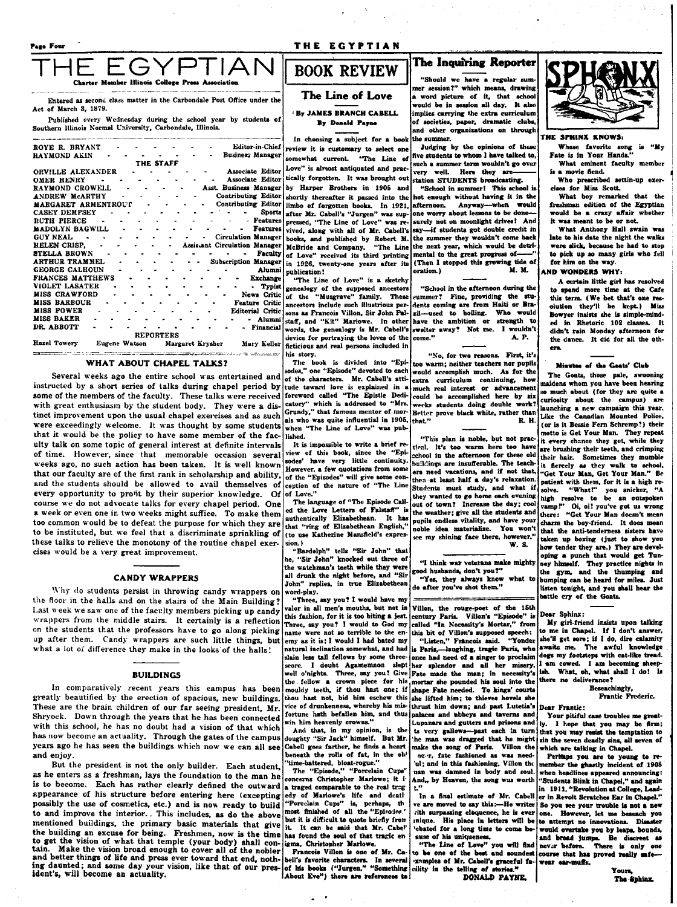# THE EGYPTIAN

**Charter Member Illinois College Press Association**

Entered as second class matter in the Carbondale Post Office under the Act of March 3, 1879.

Published every Wednesday during the school year by students of Southern Illinois Normal University, Carbondale, Illinois.

| | |
|---|---|
| ROYE R. BRYANT | Editor-in-Chief |
| RAYMOND AKIN | Business Manager |

**THE STAFF**

| | |
|---|---|
| ORVILLE ALEXANDER | Associate Editor |
| OMER HENRY | Associate Editor |
| RAYMOND CROWELL | Asst. Business Manager |
| ANDREW McARTHY | Contributing Editor |
| MARGARET ARMENTROUT | Contributing Editor |
| CASEY DEMPSEY | Sports |
| RUTH PIERCE | Features |
| MADOLYN BAGWILL | Features |
| GUY NEAL | Circulation Manager |
| HELEN CRISP, | Assistant Circulation Manager |
| STELLA BROWN | Faculty |
| ARTHUR TRAMMEL | Subscription Manager |
| GEORGE CALHOUN | Alumni |
| FRANCES MATTHEWS | Exchange |
| VIOLET LASATER | Typist |
| MISS CRAWFORD | News Critic |
| MISS BARBOUR | Feature Critic |
| MISS POWER | Editorial Critic |
| MISS BAKER | Alumni |
| DR. ABBOTT | Financial |

**REPORTERS**

Hazel Towery — Eugene Watson — Margaret Kryaher — Mary Keller

## WHAT ABOUT CHAPEL TALKS?

Several weeks ago the entire school was entertained and instructed by a short series of talks during chapel period by some of the members of the faculty. These talks were received with great enthusiasm by the student body. They were a distinct improvement upon the usual chapel exercises and as such were exceedingly welcome. It was thought by some students that it would be the policy to have some member of the faculty talk on some topic of general interest at definite intervals of time. However, since that memorable occasion several weeks ago, no such action has been taken. It is well known that our faculty are of the first rank in scholarship and ability, and the students should be allowed to avail themselves of every opportunity to profit by their superior knowledge. Of course we do not advocate talks for every chapel period. One a week or even one in two weeks might suffice. To make them too common would be to defeat the purpose for which they are to be instituted, but we feel that a discriminate sprinkling of these talks to relieve the monotony of the routine chapel exercises would be a very great improvement.

## CANDY WRAPPERS

Why do students persist in throwing candy wrappers on the floor in the halls and on the stairs of the Main Building? Last week we saw one of the faculty members picking up candy wrappers from the middle stairs. It certainly is a reflection on the students that the professors have to go along picking up after them. Candy wrappers are such little things, but what a lot of difference they make in the looks of the halls!

## BUILDINGS

In comparatively recent years this campus has been greatly beautified by the erection of spacious, new buildings. These are the brain children of our far seeing president, Mr. Shryock. Down through the years that he has been connected with this school, he has no doubt had a vision of that which has now become an actuality. Through the gates of the campus years ago he has seen the buildings which now we can all see and enjoy.

But the president is not the only builder. Each student, as he enters as a freshman, lays the foundation to the man he is to become. Each has rather clearly defined the outward appearance of his structure before entering here (excepting possibly the use of cosmetics, etc.) and is now ready to build to and improve the interior. This includes, as do the above mentioned buildings, the primary basic materials that give the building an excuse for being. Freshmen, now is the time to get the vision of what that temple (your body) shall contain. Make the vision broad enough to cover all of the nobler and better things of life and press ever toward that end, nothing daunted; and some day your vision, like that of our president's, will become an actuality.

# BOOK REVIEW

## The Line of Love

**By JAMES BRANCH CABELL**

**By Donald Payne**

In choosing a subject for a book review it is customary to select one somewhat current. "The Line of Love" is almost antiquated and practically forgotten. It was brought out by Harper Brothers in 1905 and shortly thereafter it passed into the limbo of forgotten books. In 1921, after Mr. Cabell's "Jurgen" was suppressed, "The Line of Love" was revived, along with all of Mr. Cabell's books, and published by Robert M. McBride and Company. "The Line of Love" received its third printing in 1926, twenty-one years after its publication!

"The Line of Love" is a sketchy genealogy of the supposed ancestors of the "Musgrave" family. These ancestors include such illustrious persons as Francois Villon, Sir John Falstaff, and "Kit" Marlowe. In other words, the genealogy is Mr. Cabell's device for portraying the loves of the ficticious and real persons included in his story.

The book is divided into "Episodes," one "Episode" devoted to each of the characters. Mr. Cabell's attitude toward love is explained in a foreword called "The Epistle Dedicatory" which is addressed to "Mrs. Grundy," that famous mentor of morals who was quite influential in 1905, when "The Line of Love" was published.

It is impossible to write a brief review of this book, since the "Episodes" have very little continuity. However, a few quotations from some of the "Episodes" will give some conception of the nature of "The Line of Love."

The language of "The Episode Called the Love Letters of Falstaff" is authentically Elizabethan. It has that "ring of Elizabethan English," (to use Katherine Mansfield's expression.)

"Bardolph" tells "Sir John" that he, "Sir John" knocked out three of the watchman's teeth while they were all drunk the night before, and "Sir John" replies, in true Elizabethan word-play.

"Three, say you? I would have my valor in all men's mouths, but not in this fashion, for it is too biting a jest. Three, say you? I would to God my name were not so terrible to the enemy as it is; I would I had bated my natural inclination somewhat, and had slain less tall fellows by some threescore. I doubt Agamemnon slept well o'nights. Three, say you? Give the fellow a crown piece for his mouldy teeth, if thou hast one; if thou hast not, bid him eschew this vice of drunkenness, whereby his misfortune hath befallen him, and thus win him heavenly crowns."

And that, in my opinion, is the doughty "Sir Jack" himself. But Mr. Cabell goes farther, he finds a heart beneath the rolls of fat, in the old "time-battered, bloat-rogue."

The "Episode," "Porcelain Cups" concerns Christopher Marlowe; it is a traged comparable to the real tragedy of Marlowe's life and death. "Porcelain Cups" is, perhaps, the most finished of all the "Episodes" but it is difficult to quote briefly from it. It can be said that Mr. Cabell has found the soul of that tragic enigma, Christopher Marlowe.

Francois Villon is one of Mr. Cabell's favorite characters. In several of his books ("Jurgen," "Something About Eve") there are references to Villon, the rouge-poet of the 15th century Paris. Villon's "Episode" is called "In Necessity's Mortar," from this bit of Villon's supposed speech:

"Listen," Francois said. "Yonder is Paris,—laughing, tragic Paris, who once had need of a singer to proclaim her splendor and all her misery. Fate made the man; in necessity's mortar she pounded his soul into the shape Fate needed. To kings' courts she lifted him; to thieves hovels she thrust him down; and past Lutetia's palaces and abbeys and taverns and Lupanars and gutters and prisons and ts very gallows—past each in turn the man was dragged that he might make the song of Paris. Villon the never, fate fashioned as was needful; and in this fashioning, Villon the man was damned in body and soul. And, by Heaven, the song was worth it."

In a final estimate of Mr. Cabell we are moved to say this:—He writes with surpassing eloquence, he is ever unique. His place in letters will be debated for a long time to come because of his uniqueness.

"The Line of Love" you will find to be one of the best and soundest examples of Mr. Cabell's graceful facility in the telling of stories."

DONALD PAYNE.

# The Inquiring Reporter

"Should we have a regular summer session?" which means, drawing a word picture of it, that school would be in session all day. It also implies carrying the extra curriculum of societies, paper, dramatic clubs, and other organizations on through the summer.

Judging by the opinions of these five students to whom I have talked to, such a summer term wouldn't go over very well. Here they are—— station STUDENTS broadcasting.

"School in summer! This school is hot enough without having it in the afternoon. Anyway—when would one worry about lessons to be done—surely not on moonlight drives! And say—if students got double credit in the summer they wouldn't come back the next year, which would be detrimental to the great progress of——" (Then I stopped this growing tide of oration.) M. M.

"School in the afternoon during the summer? Fine, providing the students coming are from Haiti or Brazil—used to boiling. Who would have the ambition or strength to swelter away? Not me. I wouldn't come." A. P.

"No, for two reasons. First, it's too warm; neither teachers nor pupils would accomplish much. As for the extra curriculum continuing, how much real interest or advancement could be accomplished here by six weeks students doing double work? Better prove black white, rather than that." R. H.

"This plan is noble, but not practical. It's too warm here too have school in the afternoon for these old buildings are insufferable. The teachers need vacations, and if not that, then at least half a day's relaxation. Students must study, and what if they wanted to go home each evening out of town? Increase the day; cool the weather; give all the students and pupils endless vitality, and have your noble idea materialize. You won't see my shining face there, however." W. S.

"I think war veterans make mighty good husbands, don't you?"

"Yes, they always know what to do after you've shot them."

# SPHINX

## THE SPHINX KNOWS:

Whose favorite song is "My Fate is in Your Hands."

What eminent faculty member is a movie fiend.

Who prescribed settin-up exercises for Miss Scott.

What boy remarked that the freshman edition of the Egyptian would be a crazy affair whether it was meant to be or not.

What Anthony Hall swain was late to his date the night the walks were slick, because he had to stop to pick up so many girls who fell for him on the way.

## AND WONDERS WHY:

A certain little girl has resolved to spend more time at the Cafe this term. (We bet that's one resolution they'll be kept.) Miss Bowyer insists she is simple-minded in Rhetoric 102 classes. It didn't rain Monday afternoon for the dance. It did for all the others.

## Minutes of the Goats' Club

The Goats, those pale, swooning maidens whom you have been hearing so much about (for they are quite a curiosity about the campus) are launching a new campaign this year. Like the Canadian Mounted Police, (or is it Bessie Fern Schremp?) their motto is Get Your Man. They repeat it every chance they get, while they are brushing their teeth, and crimping their hair. Sometimes they mumble it fiercely as they walk to school, "Get Your Man, Get Your Man." Be patient with them, for it is a high resolve. "What!" you snicker, "A high resolve to be an outspoken vamp?" Oi, oi! you've got us wrong there: "Get Your Man doesn't mean charm the boy-friend. It does mean that the anti-tenderness sisters have taken up boxing (just to show you how tender they are.) They are developing a punch that would get Tunney himself. They practice nights in the gym, and the thumping and bumping can be heard for miles. Just listen tonight, and you shall hear the battle cry of the Goats.

Dear Sphinx:

My girl-friend insists upon talking to me in Chapel. If I don't answer, she'll get sore; if I do, dire calamity awaits me. The awful knowledge dogs my footsteps with cat-like tread. I am cowed. I am becoming sheepish. What, oh, what shall I do! Is there no deliverance?

Beseachingly,
Frantic Frederic.

Dear Frantic:

Your pitiful case troubles me greatly. I hope that you may be firm; that you may resist the temptation to sin the seven deadly sins, all seven of which are talking in Chapel.

Perhaps you are to young to remember the ghastly incident of 1908 when headlines appeared announcing: "Students Blink in Chapel," and again in 1911, "Revolution at College, Leader in Revolt Scratches Ear in Chapel." So you see your trouble is not a new one. However, let me beseach you to attempt no innovations. Disaster would overtake you by leaps, bounds, and broad jumps. Be discreet as never before. There is only one course that has proved really safe—wear ear-muffs.

Yours,
The Sphinx.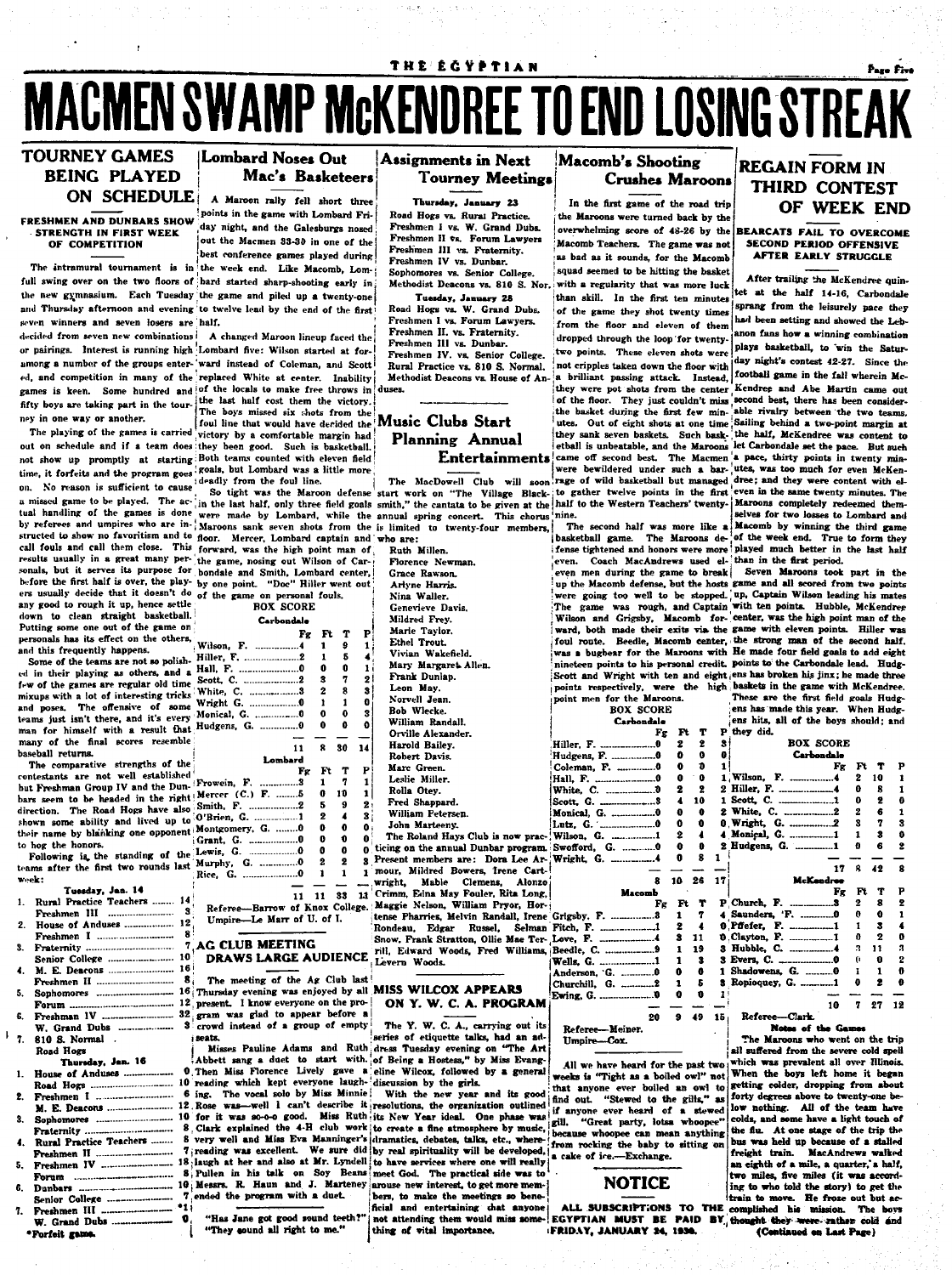# MACMEN SWAMP McKENDREE TO END LOSING STREAK

## TOURNEY GAMES BEING PLAYED ON SCHEDULE

### FRESHMEN AND DUNBARS SHOW STRENGTH IN FIRST WEEK OF COMPETITION

The intramural tournament is in full swing over on the two floors of the new gymnasium. Each Tuesday and Thursday afternoon and evening seven winners and seven losers are decided from seven new combinations or pairings. Interest is running high among a number of the groups entered, and competition in many of the games is keen. Some hundred and fifty boys are taking part in the tourney in one way or another.

The playing of the games is carried out on schedule and if a team does not show up promptly at starting time, it forfeits and the program goes on. No reason is sufficient to cause a missed game to be played. The actual handling of the games is done by referees and umpires who are instructed to show no favoritism and to call fouls and call them close. This results usually in a great many personals, but it serves its purpose for before the first half is over, the players usually decide that it doesn't do any good to rough it up, hence settle down to clean straight basketball. Putting some one out of the game on personals has its effect on the others, and this frequently happens.

Some of the teams are not so polished in their playing as others, and a few of the games are regular old time mixups with a lot of interesting tricks and poses. The offensive of some teams just isn't there, and it's every man for himself with a result that many of the final scores resemble baseball returns.

The comparative strengths of the contestants are not well established but Freshman Group IV and the Dunbars seem to be headed in the right direction. The Road Hogs have also shown some ability and lived up to their name by blanking one opponent to hog the honors.

Following is the standing of the teams after the first two rounds last week:

**Tuesday, Jan. 14**

1. Rural Practice Teachers ........ 14
   Freshmen III ........ 3
2. House of Anduses ........ 12
   Freshmen I ........ 8
3. Fraternity ........ 7
   Senior College ........ 10
4. M. E. Deacons ........ 16
   Freshmen II ........ 8
5. Sophomores ........ 16
   Forum ........ 12
6. Freshman IV ........ 32
   W. Grand Dubs ........ 3
7. 810 S. Normal ........
   Road Hogs ........

**Thursday, Jan. 16**

1. House of Anduses ........ 0
   Road Hogs ........ 10
2. Freshmen I ........ 6
   M. E. Deacons ........ 12
3. Sophomores ........ 10
   Fraternity ........ 8
4. Rural Practice Teachers ........ 6
   Freshmen II ........ 7
5. Freshmen IV ........ 18
   Forum ........ 8
6. Dunbars ........ 10
   Senior College ........ 7
7. Freshmen III ........ *1
   W. Grand Dubs ........ 0

*Forfeit game.

## Lombard Noses Out Mac's Basketeers

A Maroon rally fell short three points in the game with Lombard Friday night, and the Galesburgs nosed out the Macmen 33-30 in one of the best conference games played during the week end. Like Macomb, Lombard started sharp-shooting early in the game and piled up a twenty-one to twelve lead by the end of the first half.

A changed Maroon lineup faced the Lombard five: Wilson started at forward instead of Coleman, and Scott replaced White at center. Inability of the locals to make free throws in the last half cost them the victory. The boys missed six shots from the foul line that would have decided the victory by a comfortable margin had they been good. Such is basketball. Both teams counted with eleven field goals, but Lombard was a little more deadly from the foul line.

So tight was the Maroon defense in the last half, only three field goals were made by Lombard, while the Maroons sank seven shots from the floor. Mercer, Lombard captain and forward, was the high point man of the game, nosing out Wilson of Carbondale and Smith, Lombard center, by one point. "Doc" Hiller went out of the game on personal fouls.

**BOX SCORE**

| Carbondale | Fg | Ft | T | P |
|---|---|---|---|---|
| Wilson, F. | 4 | 1 | 9 | 1 |
| Hiller, F. | 2 | 1 | 5 | 4 |
| Hall, F. | 0 | 0 | 0 | 1 |
| Scott, C. | 2 | 3 | 7 | 2 |
| White, C. | 3 | 2 | 8 | 3 |
| Wright G. | 0 | 1 | 1 | 0 |
| Monical, G. | 0 | 0 | 0 | 3 |
| Hudgens, G. | 0 | 0 | 0 | 0 |
| | 11 | 8 | 30 | 14 |

| Lombard | Fg | Ft | T | P |
|---|---|---|---|---|
| Frowein, F. | 3 | 1 | 7 | 1 |
| Mercer (C.) F. | 5 | 0 | 10 | 1 |
| Smith, F. | 2 | 5 | 9 | 2 |
| O'Brien, G. | 1 | 2 | 4 | 3 |
| Montgomery, G. | 0 | 0 | 0 | 0 |
| Grant, G. | 0 | 0 | 0 | 0 |
| Lewis, G. | 0 | 0 | 0 | 0 |
| Murphy, G. | 0 | 2 | 2 | 3 |
| Rice, G. | 0 | 1 | 1 | 1 |
| | 11 | 11 | 33 | 11 |

Referee—Barrow of Knox College.
Umpire—Le Marr of U. of I.

## AG CLUB MEETING DRAWS LARGE AUDIENCE

The meeting of the Ag Club last Thursday evening was enjoyed by all present. I know everyone on the program was glad to appear before a crowd instead of a group of empty seats.

Misses Pauline Adams and Ruth Abbett sang a duet to start with. Then Miss Florence Lively gave a reading which kept everyone laughing. The vocal solo by Miss Minnie Rose was—well I can't describe it for it was so-o-o good. Miss Ruth Clark explained the 4-H club work very well and Miss Eva Manninger's reading was excellent. We sure did laugh at her and also at Mr. Lyndell Pullen in his talk on Soy Beans. Messrs. R. Haun and J. Marteney ended the program with a duet.

"Has Jane got good sound teeth?"
"They sound all right to me."

## Assignments in Next Tourney Meetings

**Thursday, January 23**

Road Hogs vs. Rural Practice.
Freshmen I vs. W. Grand Dubs.
Freshmen II vs. Forum Lawyers
Freshmen III vs. Fraternity.
Freshmen IV vs. Dunbar.
Sophomores vs. Senior College.
Methodist Deacons vs. 810 S. Nor.

**Tuesday, January 28**

Road Hogs vs. W. Grand Dubs.
Freshmen I vs. Forum Lawyers.
Freshmen II. vs. Fraternity.
Freshmen III vs. Dunbar.
Freshmen IV. vs. Senior College.
Rural Practice vs. 810 S. Normal.
Methodist Deacons vs. House of Anduses.

## Music Clubs Start Planning Annual Entertainments

The MacDowell Club will soon start work on "The Village Blacksmith," the cantata to be given at the annual spring concert. This chorus is limited to twenty-four members, who are:

Ruth Millen.
Florence Newman.
Grace Rawson.
Artyne Harris.
Nina Waller.
Genevieve Davis.
Mildred Frey.
Marie Taylor.
Ethel Trout.
Vivian Wakefield.
Mary Margaret Allen.
Frank Dunlap.
Leon May.
Norvell Jean.
Bob Wlecke.
William Randall.
Orville Alexander.
Harold Bailey.
Robert Davis.
Marc Green.
Leslie Miller.
Rolla Otey.
Fred Shappard.
William Petersen.
John Marteeny.

The Roland Hays Club is now practicing on the annual Dunbar program. Present members are: Dora Lee Armour, Mildred Bowers, Irene Cartwright, Mable Clemens, Alonzo Crimm, Edna May Fouler, Rita Long, Maggie Nelson, William Pryor, Hortense Pharries, Melvin Randall, Irene Rondeau, Edgar Russel, Selman Snow, Frank Stratton, Ollie Mae Terrill, Edward Woods, Fred Williams, Levera Woods.

## MISS WILCOX APPEARS ON Y. W. C. A. PROGRAM

The Y. W. C. A., carrying out its series of etiquette talks, had an address Tuesday evening on "The Art of Being a Hostess," by Miss Evangeline Wilcox, followed by a general discussion by the girls.

With the new year and its good resolutions, the organization outlined its New Year ideal. One phase was to create a fine atmosphere by music, dramatics, debates, talks, etc., whereby real spirituality will be developed, to have services where one will really meet God. The practical side was to arouse new interest, to get more members, to make the meetings so beneficial and entertaining that anyone not attending them would miss something of vital importance.

## Macomb's Shooting Crushes Maroons

In the first game of the road trip the Maroons were turned back by the overwhelming score of 48-26 by the Macomb Teachers. The game was not as bad as it sounds, for the Macomb squad seemed to be hitting the basket with a regularity that was more luck than skill. In the first ten minutes of the game they shot twenty times from the floor and eleven of them dropped through the loop for twenty-two points. These eleven shots were not cripples taken down the floor with a brilliant passing attack. Instead, they were pot shots from the center of the floor. They just couldn't miss the basket during the first few minutes. Out of eight shots at one time they sank seven baskets. Such basketball is unbeatable, and the Maroons came off second best. The Macmen were bewildered under such a barrage of wild basketball but managed to gather twelve points in the first half to the Western Teachers' twenty-nine.

The second half was more like a basketball game. The Maroons defense tightened and honors were more even. Coach MacAndrews used eleven men during the game to break up the Macomb defense, but the hosts were going too well to be stopped. The game was rough, and Captain Wilson and Grigsby, Macomb forward, both made their exits via the foul route. Beedle, Macomb center, was a bugbear for the Maroons with nineteen points to his personal credit. Scott and Wright with ten and eight points respectively, were the high point men for the Maroons.

**BOX SCORE**

| Carbondale | Fg | Ft | T | P |
|---|---|---|---|---|
| Hiller, F. | 0 | 2 | 2 | 3 |
| Hudgens, F. | 0 | 0 | 0 | 0 |
| Coleman, F. | 0 | 0 | 0 | 1 |
| Hall, F. | 0 | 0 | 0 | 1 |
| White, C. | 0 | 2 | 2 | 2 |
| Scott, C. | 3 | 4 | 10 | 1 |
| Monical, G. | 0 | 0 | 0 | 2 |
| Lutz, G. | 0 | 0 | 0 | 0 |
| Wilson, G. | 1 | 2 | 4 | 4 |
| Swofford, G. | 0 | 0 | 0 | 2 |
| Wright, G. | 4 | 0 | 8 | 1 |
| | 8 | 10 | 26 | 17 |

| Macomb | Fg | Ft | T | P |
|---|---|---|---|---|
| Grigsby, F. | 3 | 1 | 7 | 4 |
| Fitch, F. | 1 | 2 | 4 | 0 |
| Love, F. | 4 | 3 | 11 | 0 |
| Beedle, C. | 9 | 1 | 19 | 3 |
| Wells, G. | 1 | 1 | 3 | 3 |
| Anderson, G. | 0 | 0 | 0 | 1 |
| Churchill, G. | 2 | 1 | 5 | 3 |
| Ewing, G. | 0 | 0 | 0 | 1 |
| | 20 | 9 | 49 | 15 |

Referee—Meiner.
Umpire—Cox.

All we have heard for the past two weeks is "Tight as a boiled owl" not that anyone ever boiled an owl to find out. "Stewed to the gills," as if anyone ever heard of a stewed gill. "Great party, lotsa whoopee" because whoopee can mean anything from rocking the baby to sitting on a cake of ice.—Exchange.

## NOTICE

**ALL SUBSCRIPTIONS TO THE EGYPTIAN MUST BE PAID BY FRIDAY, JANUARY 24, 1930.**

## REGAIN FORM IN THIRD CONTEST OF WEEK END

### BEARCATS FAIL TO OVERCOME SECOND PERIOD OFFENSIVE AFTER EARLY STRUGGLE

After trailing the McKendree quintet at the half 14-16, Carbondale sprang from the leisurely pace they had been setting and showed the Lebanon fans how a winning combination plays basketball, to win the Saturday night's contest 42-27. Since the football game in the fall wherein McKendree and Abe Martin came out second best, there has been considerable rivalry between the two teams. Sailing behind a two-point margin at the half, McKendree was content to let Carbondale set the pace. But such a pace, thirty points in twenty minutes, was too much for even McKendree; and they were content with eleven in the same twenty minutes. The Maroons completely redeemed themselves for two losses to Lombard and Macomb by winning the third game of the week end. True to form they played much better in the last half than in the first period.

Seven Maroons took part in the game and all scored from two points up, Captain Wilson leading his mates with ten points. Hubble, McKendree center, was the high point man of the game with eleven points. Hiller was the strong man of the second half. He made four field goals to add eight points to the Carbondale lead. Hudgens has broken his jinx; he made three baskets in the game with McKendree. These are the first field goals Hudgens has made this year. When Hudgens hits, all of the boys should; and they did.

**BOX SCORE**

| Carbondale | Fg | Ft | T | P |
|---|---|---|---|---|
| Wilson, F. | 4 | 2 | 10 | 1 |
| Hiller, F. | 4 | 0 | 8 | 1 |
| Scott, C. | 1 | 0 | 2 | 0 |
| White, C. | 2 | 2 | 6 | 1 |
| Wright, G. | 2 | 3 | 7 | 3 |
| Monical, G. | 1 | 1 | 3 | 0 |
| Hudgens, G. | 3 | 0 | 6 | 2 |
| | 17 | 8 | 42 | 8 |

| McKendree | Fg | Ft | T | P |
|---|---|---|---|---|
| Church, F. | 3 | 2 | 8 | 2 |
| Saunders, F. | 0 | 0 | 0 | 1 |
| Pfeifer, F. | 1 | 1 | 3 | 4 |
| Clayton, F. | 1 | 0 | 2 | 0 |
| Hubble, C. | 4 | 3 | 11 | 3 |
| Evers, C. | 0 | 0 | 0 | 2 |
| Shadowens, G. | 0 | 1 | 1 | 0 |
| Ropioquey, G. | 1 | 0 | 2 | 0 |
| | 10 | 7 | 27 | 12 |

Referee—Clark.

**Notes of the Games**

The Maroons who went on the trip all suffered from the severe cold spell which was prevalent all over Illinois. When the boys left home it began getting colder, dropping from about forty degrees above to twenty-one below nothing. All of the team have colds, and some have a light touch of the flu. At one stage of the trip the bus was held up because of a stalled freight train. MacAndrews walked an eighth of a mile, a quarter, a half, two miles, five miles (it was according to who told the story) to get the train to move. He froze out but accomplished his mission. The boys thought they were rather cold and

(Continued on Last Page)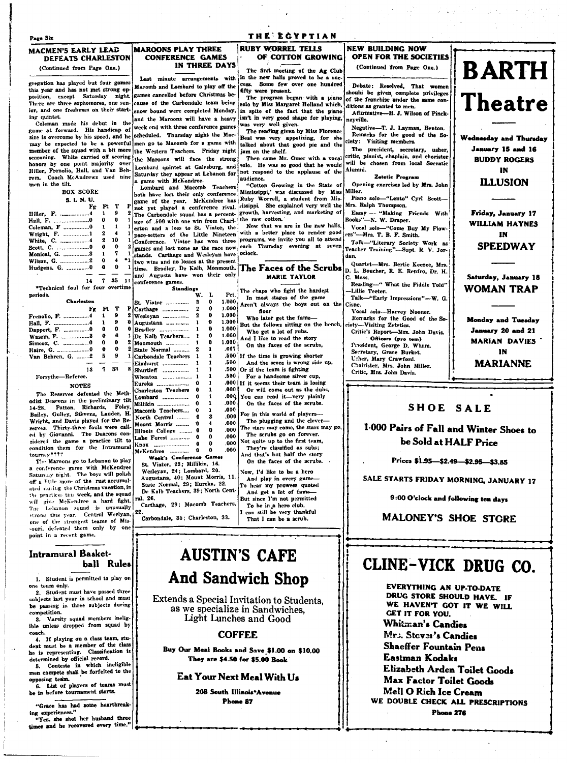## MACMEN'S EARLY LEAD DEFEATS CHARLESTON

(Continued from Page One.)

gregation has played but four games this year and has not met strong opposition, except Saturday night. There are three sophomores, one senior, and one freshman on their starting quintet.

Coleman made his debut in the game at forward. His handicap of size is overcome by his speed, and he may be expected to be a powerful member of the squad with a bit more seasoning. White carried off scoring honors by one point majority over Hiller, Frenolio, Hall, and Van Behrem. Coach McAndrews used nine men in the tilt.

BOX SCORE

S. I. N. U.

| | Fg | Ft | T | P |
|---|---|---|---|---|
| Hiller, F. | 4 | 1 | 9 | 2 |
| Hall, F. | 0 | 0 | 0 | 1 |
| Coleman, F | 0 | 1 | 1 | 1 |
| Wright, F. | 1 | 2 | 4 | 1 |
| White, C. | 4 | 2 | 10 | 1 |
| Scott, C. | 0 | 0 | 0 | 2 |
| Monical, G. | 3 | 1 | 7 | 1 |
| Wilson, G. | 2 | 0 | 4 | *1 |
| Hudgens, G. | 0 | 0 | 0 | 1 |
| | 14 | 7 | 35 | 11 |

*Technical foul for four overtime periods.

Charleston

| | Fg | Ft | T | P |
|---|---|---|---|---|
| Frenolio, F. | 4 | 1 | 9 | 2 |
| Hall, F. | 4 | 1 | 9 | 0 |
| Dappert, F. | 0 | 0 | 0 | 0 |
| Wasem, F. | 3 | 0 | 6 | 1 |
| Simcox, C. | 0 | 0 | 0 | 2 |
| Haire, G. | 0 | 0 | 0 | 2 |
| Van Behren, G. | 2 | 5 | 9 | 1 |
| | 13 | 7 | 33 | 8 |

Forsythe—Referee.

NOTES

The Reserves defeated the Methodist Deacons in the preliminary tilt 14-28. Patton, Richards, Foley, Bailey, Gulley, Stevens, Lauder, H. Wright, and Davis played for the Reserves. Thirty-three fouls were called by Giovanni. The Deacons considered the game a practice tilt to condition them for the Intramural tourney????

The Maroons go to Lebanon to play a conference game with McKendree Saturday night. The boys will polish off a little more of the rust accumulated during the Christmas vacation, in the practices this week, and the squad will give McKendree a hard fight. The Lebanon squad is unusually strong this year. Central Weslyan, one of the strongest teams of Missouri, defeated them only by one point in a recent game.

## Intramural Basketball Rules

1. Student is permitted to play on one team only.
2. Student must have passed three subjects last year in school and must be passing in three subjects during competition.
3. Varsity squad members ineligible unless dropped from squad by coach.
4. If playing on a class team, student must be a member of the class he is representing. Classification is determined by official record.
5. Contests in which ineligible men compete shall be forfeited to the opposing team.
6. List of players of teams must be in before tournament starts.

"Grace has had some heartbreaking experiences."
"Yes, she shot her husband three times and he recovered every time."

## MAROONS PLAY THREE CONFERENCE GAMES IN THREE DAYS

Last minute arrangements with Macomb and Lombard to play off the games cancelled before Christmas because of the Carbondale team being snow bound were completed Monday, and the Maroons will have a heavy week end with three conference games scheduled. Thursday night the Macmen go to Macomb for a game with the Western Teachers. Friday night the Maroons will face the strong Lombard quintet at Galesburg, and Saturday they appear at Lebanon for a game with McKendree.

Lombard and Macomb Teachers both have lost their only conference game of the year. McKendree has not yet played a conference rival. The Carbondale squad has a percentage of .500 with one win from Charleston and a loss to St. Viator, the pace-setters of the Little Nineteen Conference. Viator has won three games and lost none as the race now stands. Carthage and Wesleyan have two wins and no losses at the present time. Bradley, De Kalb, Monmouth, and Augusta have won their only conference games.

Standings

| | W. | L | Pct. |
|---|---|---|---|
| St. Viator | 3 | 0 | 1.000 |
| Carthage | 2 | 0 | 1.000 |
| Wesleyan | 2 | 0 | 1.000 |
| Augustana | 1 | 0 | 1.000 |
| Bradley | 1 | 0 | 1.000 |
| De Kalb Teachers | 1 | 0 | 1.000 |
| Monmouth | 1 | 0 | 1.000 |
| State Normal | 2 | 1 | .667 |
| Carbondale Teachers | 1 | 1 | .500 |
| Elmhurst | 1 | 1 | .500 |
| Shurtleff | 1 | 1 | .500 |
| Wheaton | 1 | 1 | .500 |
| Eureka | 0 | 1 | .000 |
| Charleston Teachers | 0 | 1 | .000 |
| Lombard | 0 | 1 | .000 |
| Millikin | 0 | 1 | .000 |
| Macomb Teachers | 0 | 1 | .000 |
| North Central | 0 | 3 | .000 |
| Mount Morris | 0 | 4 | .000 |
| Illinois College | 0 | 0 | .000 |
| Lake Forest | 0 | 0 | .000 |
| Knox | 0 | 0 | .000 |
| McKendree | 0 | 0 | .000 |

Week's Conference Games

St. Viator, 23; Millikin, 16.
Wesleyan, 24; Lombard, 20.
Augustana, 40; Mount Morris, 11.
State Normal, 29; Eureka, 22.
De Kalb Teachers, 39; North Central, 26.
Carthage, 29; Macomb Teachers, 22.
Carbondale, 35; Charleston, 33.

## RUBY WORREL TELLS OF COTTON GROWING

The first meeting of the Ag Club in the new halls proved to be a success. Some few over one hundred fifty were present.

The program began with a piano solo by Miss Margaret Holland which, in spite of the fact that the piano isn't in very good shape for playing, was very well given.

The reading given by Miss Florence Beal was very appetizing, for she talked about that good pie and the jam on the shelf.

Then came Mr. Omer with a vocal solo. He was so good that he would not respond to the applause of the audience.

"Cotton Growing in the State of Mississippi," was discussed by Miss Ruby Worrell, a student from Mississippi. She explained very well the growth, harvesting, and marketing of the raw cotton.

Now that we are in the new halls, with a better place to render good programs, we invite you all to attend each Thursday evening at seven oclock.

## The Faces of the Scrubs

MARIE TAYLOR

The chaps who fight the hardest
In most stages of the game
Aren't always the boys out on the floor
Who later get the fame—
But the fellows sitting on the bench,
Who get a lot of rubs.
And I like to read the story
On the faces of the scrubs,

If the time is growing shorter
And the score is wrong side up,
Or if the team is fighting
For a handsome silver cup,
If it seems their team is losing
Or will come out as the dubs,
You can read it—very plainly
On the faces of the scrubs.

For in this world of players—
The plugging and the clever—
The stars may come, the stars may go,
The scrubs go on forever.
Not quite up to the first team,
They're classified as subs;
And that's but half the story
On the faces of the scrubs.

Now, I'd like to be a hero
And play in every game—
To hear my prowess quoted
And get a lot of fame—
But since I'm not permitted
To be in a hero club,
I can still be very thankful
That I can be a scrub.

## NEW BUILDING NOW OPEN FOR THE SOCIETIES

(Continued from Page One.)

Debate: Resolved, That women should be given complete privileges of the franchise under the same conditions as granted to men.

Affirmative—H. J. Wilson of Pinckneyville.

Negative—T. J. Layman, Benton.

Remarks for the good of the Society: Visiting members.

The president, secretary, usher, critic, pianist, chaplain, and chorister will be chosen from local Socratic Alumni.

Zetetic Program

Opening exercises led by Mrs. John Miller.

Piano solo—"Lento" Cyrl Scott—Mrs. Ralph Thompson.

Essay — "Making Friends With Books"—N. W. Draper.

Vocal solo—"Come Buy My Flowers"—Mrs. T. B. F. Smith.

Talk—"Literary Society Work as Teacher Training"—Supt. R. V. Jordan.

Quartet—Mrs. Bertie Keezee, Mrs. D. L. Boucher, R. E. Renfro, Dr. H. C. Moss.

Reading—" What the Fiddle Told" —Lillie Teeter.

Talk—"Early Impressions"—W. G. Cisne.

Vocal solo—Harvey Nooner.

Remarks for the Good of the Society—Visiting Zetetics.

Critic's Report—Mrs. John Davis.

Officers (pro tem)

President, George D. Wham.
Secretary, Grace Burket.
Usher, Mary Crawford.
Choirister, Mrs. John Miller.
Critic, Mrs. John Davis.

# BARTH Theatre

Wednesday and Thursday
January 15 and 16
BUDDY ROGERS
IN
ILLUSION

Friday, January 17
WILLIAM HAYNES
IN
SPEEDWAY

Saturday, January 18
WOMAN TRAP

Monday and Tuesday
January 20 and 21
MARIAN DAVIES
IN
MARIANNE

## SHOE SALE

1,000 Pairs of Fall and Winter Shoes to be Sold at HALF Price

Prices $1.95—$2.49—$2.95—$3.85

SALE STARTS FRIDAY MORNING, JANUARY 17

9:00 O'clock and following ten days

MALONEY'S SHOE STORE

# AUSTIN'S CAFE And Sandwich Shop

Extends a Special Invitation to Students, as we specialize in Sandwiches, Light Lunches and Good

COFFEE

Buy Our Meal Books and Save $1.00 on $10.00
They are $4.50 for $5.00 Book

Eat Your Next Meal With Us

208 South Illinois Avenue
Phone 87

# CLINE-VICK DRUG CO.

EVERYTHING AN UP-TO-DATE DRUG STORE SHOULD HAVE. IF WE HAVEN'T GOT IT WE WILL GET IT FOR YOU.

Whitman's Candies
Mrs. Stover's Candies
Shaeffer Fountain Pens
Eastman Kodaks
Elizabeth Arden Toilet Goods
Max Factor Toilet Goods
Mell O Rich Ice Cream
WE DOUBLE CHECK ALL PRESCRIPTIONS
Phone 276